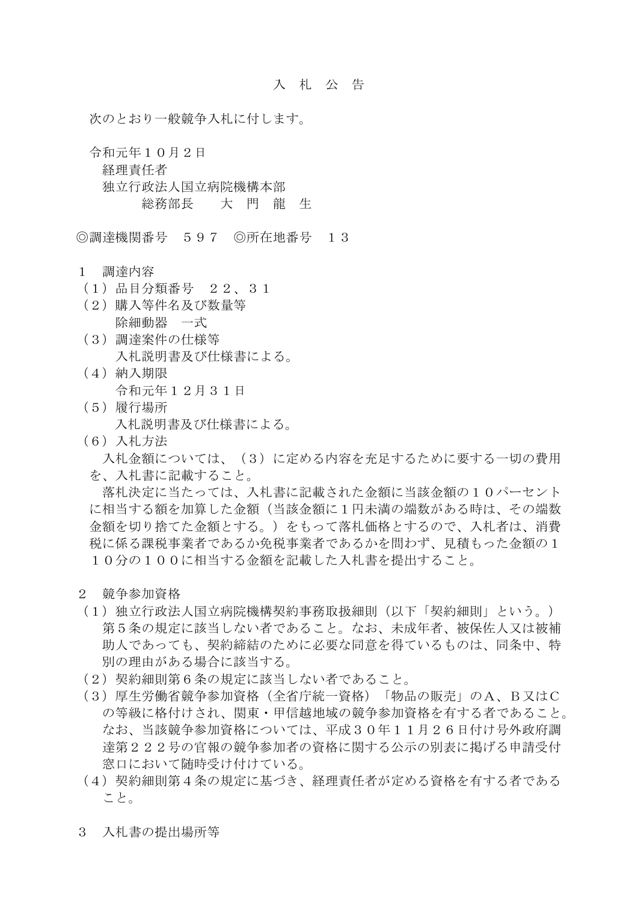# 入　札　公　告

次のとおり一般競争入札に付します。

令和元年１０月２日
経理責任者
独立行政法人国立病院機構本部
総務部長　　大　門　龍　生

◎調達機関番号　５９７　◎所在地番号　１３

## １　調達内容

（１）品目分類番号　２２、３１

（２）購入等件名及び数量等
除細動器　一式

（３）調達案件の仕様等
入札説明書及び仕様書による。

（４）納入期限
令和元年１２月３１日

（５）履行場所
入札説明書及び仕様書による。

（６）入札方法
入札金額については、（３）に定める内容を充足するために要する一切の費用を、入札書に記載すること。
落札決定に当たっては、入札書に記載された金額に当該金額の１０パーセントに相当する額を加算した金額（当該金額に1円未満の端数がある時は、その端数金額を切り捨てた金額とする。）をもって落札価格とするので、入札者は、消費税に係る課税事業者であるか免税事業者であるかを問わず、見積もった金額の１１０分の１００に相当する金額を記載した入札書を提出すること。

## ２　競争参加資格

（１）独立行政法人国立病院機構契約事務取扱細則（以下「契約細則」という。）第５条の規定に該当しない者であること。なお、未成年者、被保佐人又は被補助人であっても、契約締結のために必要な同意を得ているものは、同条中、特別の理由がある場合に該当する。

（２）契約細則第６条の規定に該当しない者であること。

（３）厚生労働省競争参加資格（全省庁統一資格）「物品の販売」のＡ、Ｂ又はＣの等級に格付けされ、関東・甲信越地域の競争参加資格を有する者であること。なお、当該競争参加資格については、平成３０年１１月２６日付け号外政府調達第２２２号の官報の競争参加者の資格に関する公示の別表に掲げる申請受付窓口において随時受け付けている。

（４）契約細則第４条の規定に基づき、経理責任者が定める資格を有する者であること。

## ３　入札書の提出場所等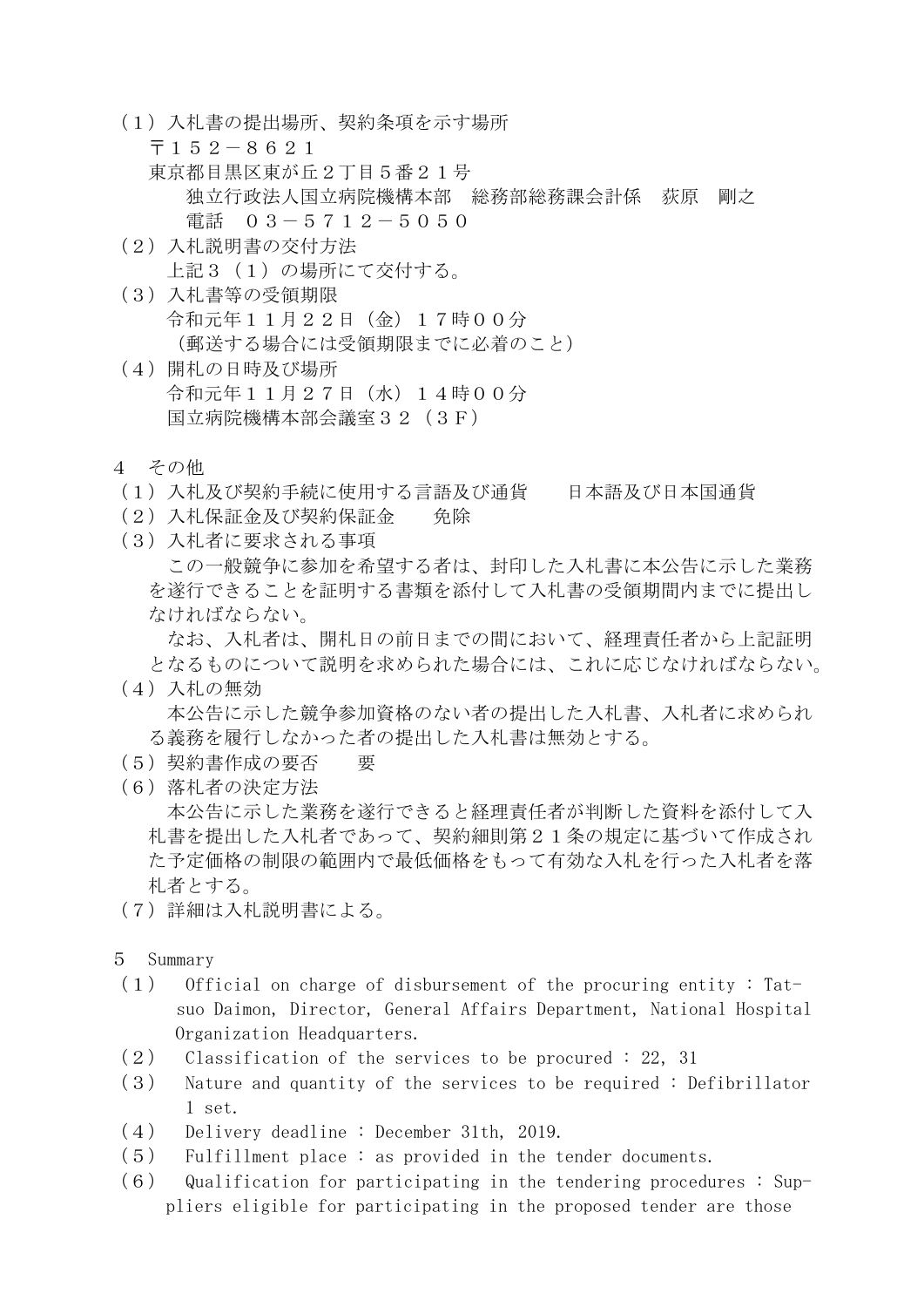（１）入札書の提出場所、契約条項を示す場所
　〒１５２－８６２１
　東京都目黒区東が丘２丁目５番２１号
　　独立行政法人国立病院機構本部　総務部総務課会計係　荻原　剛之
　　電話　０３－５７１２－５０５０
（２）入札説明書の交付方法
　上記３（１）の場所にて交付する。
（３）入札書等の受領期限
　令和元年１１月２２日（金）１７時００分
　（郵送する場合には受領期限までに必着のこと）
（４）開札の日時及び場所
　令和元年１１月２７日（水）１４時００分
　国立病院機構本部会議室３２（３Ｆ）

４　その他
（１）入札及び契約手続に使用する言語及び通貨　　日本語及び日本国通貨
（２）入札保証金及び契約保証金　　免除
（３）入札者に要求される事項
　この一般競争に参加を希望する者は、封印した入札書に本公告に示した業務を遂行できることを証明する書類を添付して入札書の受領期間内までに提出しなければならない。
　なお、入札者は、開札日の前日までの間において、経理責任者から上記証明となるものについて説明を求められた場合には、これに応じなければならない。
（４）入札の無効
　本公告に示した競争参加資格のない者の提出した入札書、入札者に求められる義務を履行しなかった者の提出した入札書は無効とする。
（５）契約書作成の要否　　要
（６）落札者の決定方法
　本公告に示した業務を遂行できると経理責任者が判断した資料を添付して入札書を提出した入札者であって、契約細則第２１条の規定に基づいて作成された予定価格の制限の範囲内で最低価格をもって有効な入札を行った入札者を落札者とする。
（７）詳細は入札説明書による。

５　Summary
（１）　Official on charge of disbursement of the procuring entity : Tatsuo Daimon, Director, General Affairs Department, National Hospital Organization Headquarters.
（２）　Classification of the services to be procured : 22, 31
（３）　Nature and quantity of the services to be required : Defibrillator 1 set.
（４）　Delivery deadline : December 31th, 2019.
（５）　Fulfillment place : as provided in the tender documents.
（６）　Qualification for participating in the tendering procedures : Suppliers eligible for participating in the proposed tender are those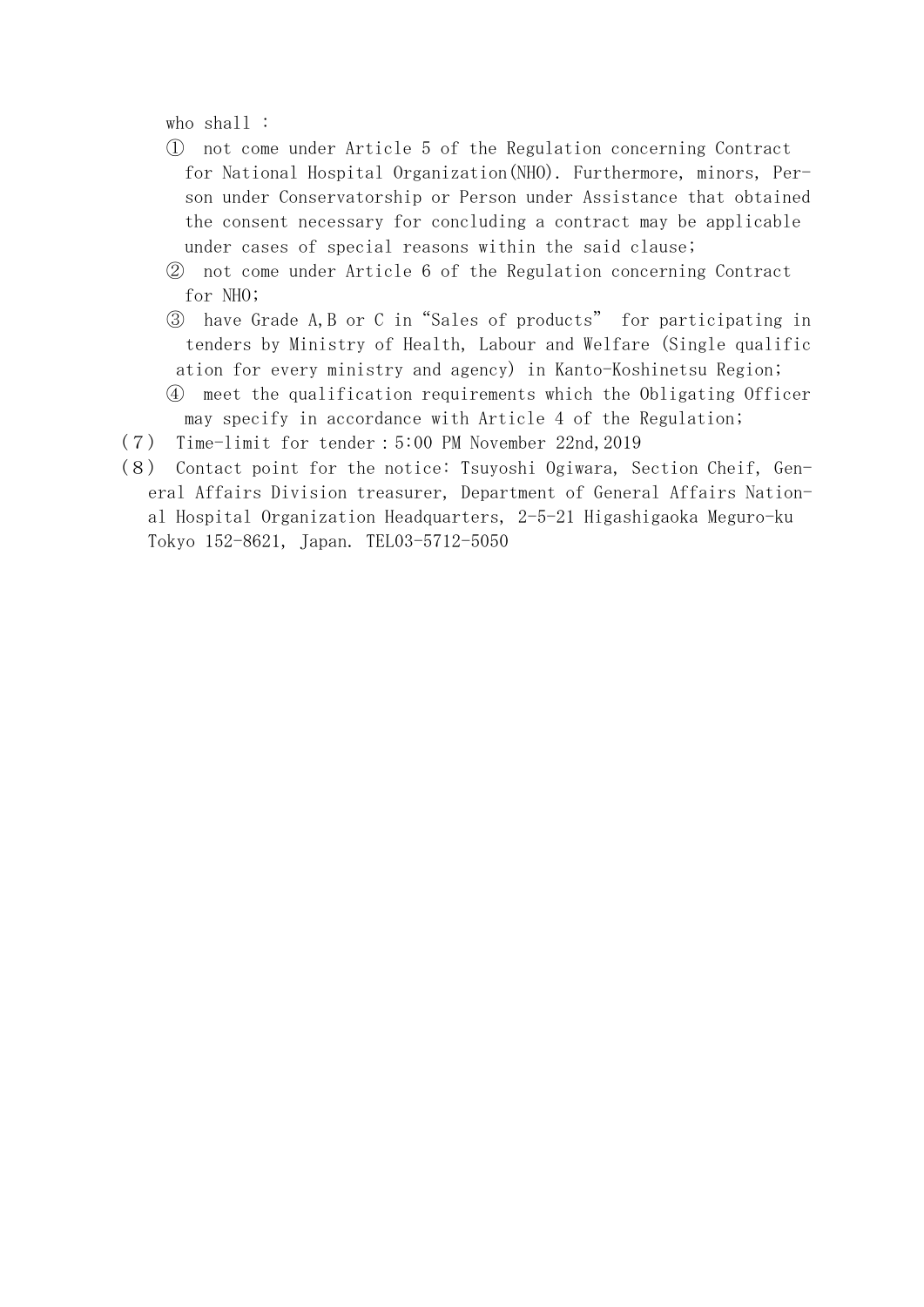who shall :

① not come under Article 5 of the Regulation concerning Contract for National Hospital Organization(NHO). Furthermore, minors, Person under Conservatorship or Person under Assistance that obtained the consent necessary for concluding a contract may be applicable under cases of special reasons within the said clause;

② not come under Article 6 of the Regulation concerning Contract for NHO;

③ have Grade A,B or C in "Sales of products" for participating in tenders by Ministry of Health, Labour and Welfare (Single qualification for every ministry and agency) in Kanto-Koshinetsu Region;

④ meet the qualification requirements which the Obligating Officer may specify in accordance with Article 4 of the Regulation;

（7） Time-limit for tender：5:00 PM November 22nd,2019

（8） Contact point for the notice: Tsuyoshi Ogiwara, Section Cheif, General Affairs Division treasurer, Department of General Affairs National Hospital Organization Headquarters, 2-5-21 Higashigaoka Meguro-ku Tokyo 152-8621, Japan. TEL03-5712-5050